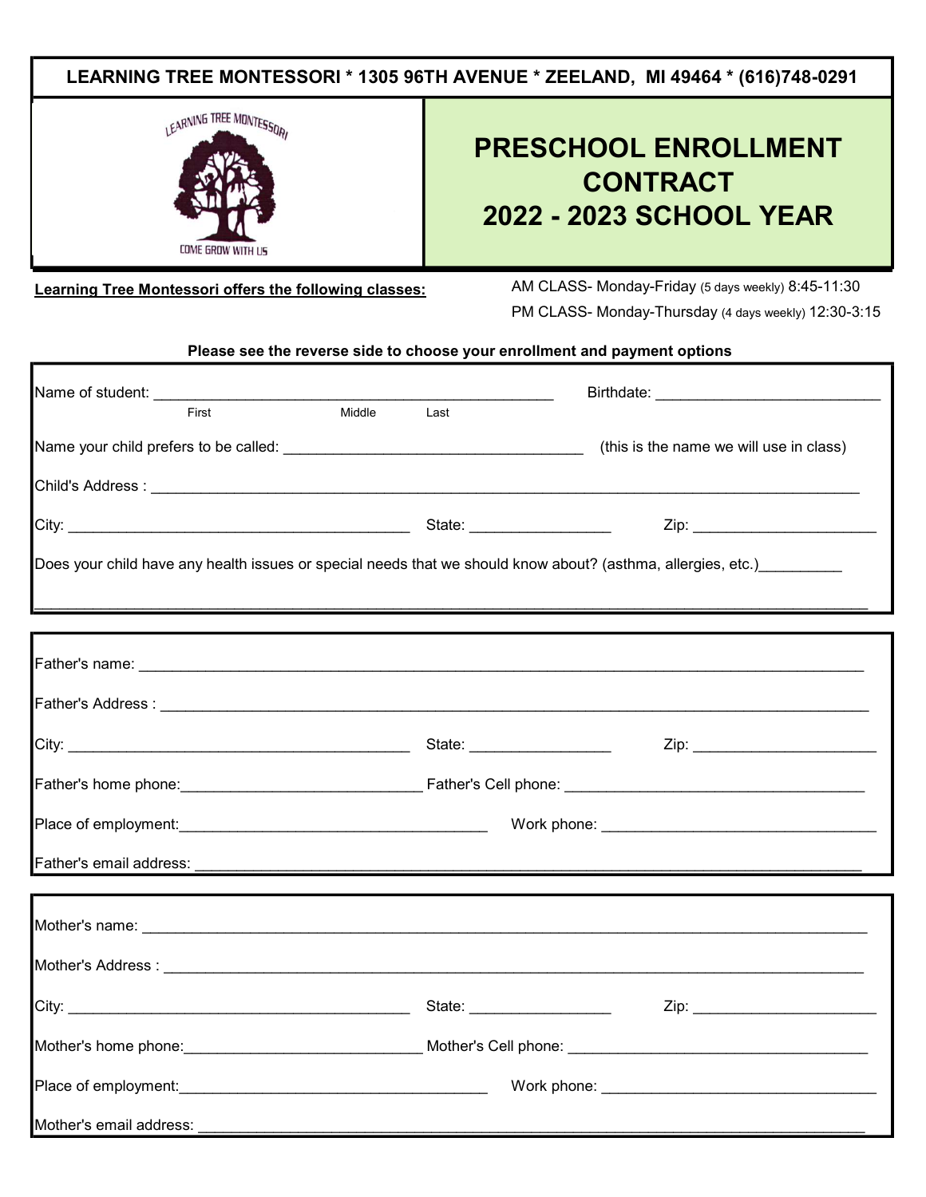**LEARNING TREE MONTESSORI * 1305 96TH AVENUE * ZEELAND, MI 49464 * (616)748-0291**

LEARNING TREE MONTESSORI

COME GROW WITH US

# PRESCHOOL ENROLLMENT CONTRACT 2022 - 2023 SCHOOL YEAR

**Learning Tree Montessori offers the following classes:**

AM CLASS- Monday-Friday (5 days weekly) 8:45-11:30

PM CLASS- Monday-Thursday (4 days weekly) 12:30-3:15

**Please see the reverse side to choose your enrollment and payment options**

Name of student: _______________________________________________ Birthdate: ___________________________

First Middle Last

Name your child prefers to be called: ____________________________________ (this is the name we will use in class)

Child's Address : ______________________________________________________________________________________

City: __________________________________________ State: _________________ Zip: ______________________

Does your child have any health issues or special needs that we should know about? (asthma, allergies, etc.)__________

______________________________________________________________________________________________________

Father's name: _________________________________________________________________________________________

Father's Address : _______________________________________________________________________________________

City: __________________________________________ State: _________________ Zip: ______________________

Father's home phone:_____________________________ Father's Cell phone: ____________________________________

Place of employment:_____________________________________ Work phone: __________________________________

Father's email address: ___________________________________________________________________________________

Mother's name: __________________________________________________________________________________________

Mother's Address : ________________________________________________________________________________________

City: __________________________________________ State: _________________ Zip: ______________________

Mother's home phone:_____________________________ Mother's Cell phone: ____________________________________

Place of employment:_____________________________________ Work phone: __________________________________

Mother's email address: ___________________________________________________________________________________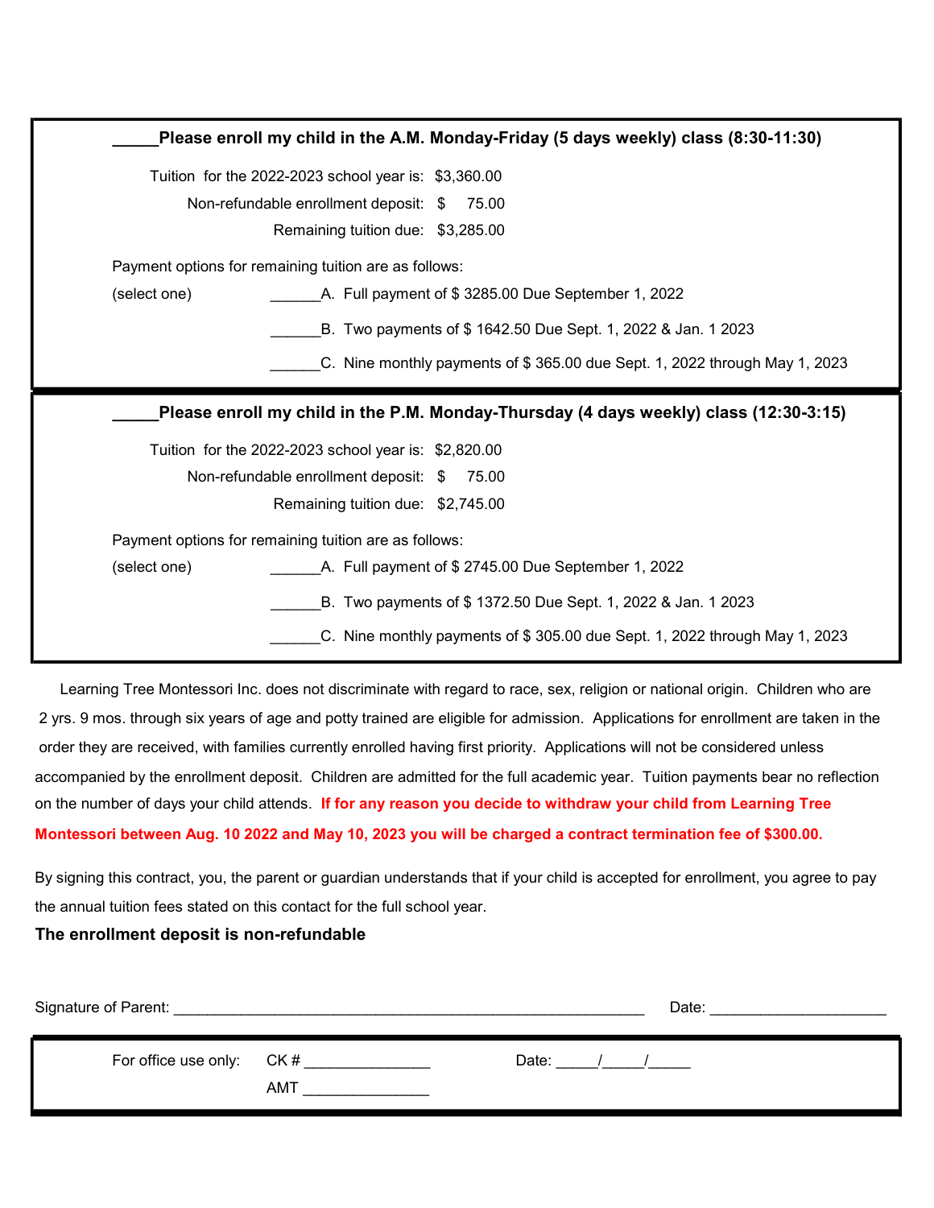**_____Please enroll my child in the A.M. Monday-Friday (5 days weekly) class (8:30-11:30)**

Tuition for the 2022-2023 school year is: $3,360.00

Non-refundable enrollment deposit: $ 75.00

Remaining tuition due: $3,285.00

Payment options for remaining tuition are as follows:

(select one)

______A. Full payment of $ 3285.00 Due September 1, 2022

______B. Two payments of $ 1642.50 Due Sept. 1, 2022 & Jan. 1 2023

______C. Nine monthly payments of $ 365.00 due Sept. 1, 2022 through May 1, 2023

**_____Please enroll my child in the P.M. Monday-Thursday (4 days weekly) class (12:30-3:15)**

Tuition for the 2022-2023 school year is: $2,820.00

Non-refundable enrollment deposit: $ 75.00

Remaining tuition due: $2,745.00

Payment options for remaining tuition are as follows:

(select one)

______A. Full payment of $ 2745.00 Due September 1, 2022

______B. Two payments of $ 1372.50 Due Sept. 1, 2022 & Jan. 1 2023

______C. Nine monthly payments of $ 305.00 due Sept. 1, 2022 through May 1, 2023

Learning Tree Montessori Inc. does not discriminate with regard to race, sex, religion or national origin. Children who are 2 yrs. 9 mos. through six years of age and potty trained are eligible for admission. Applications for enrollment are taken in the order they are received, with families currently enrolled having first priority. Applications will not be considered unless accompanied by the enrollment deposit. Children are admitted for the full academic year. Tuition payments bear no reflection on the number of days your child attends. **If for any reason you decide to withdraw your child from Learning Tree Montessori between Aug. 10 2022 and May 10, 2023 you will be charged a contract termination fee of $300.00.**

By signing this contract, you, the parent or guardian understands that if your child is accepted for enrollment, you agree to pay the annual tuition fees stated on this contact for the full school year.

**The enrollment deposit is non-refundable**

Signature of Parent: ______________________________________________ Date: ____________________

For office use only: CK # _______________ Date: _____/_____/_____

AMT _______________